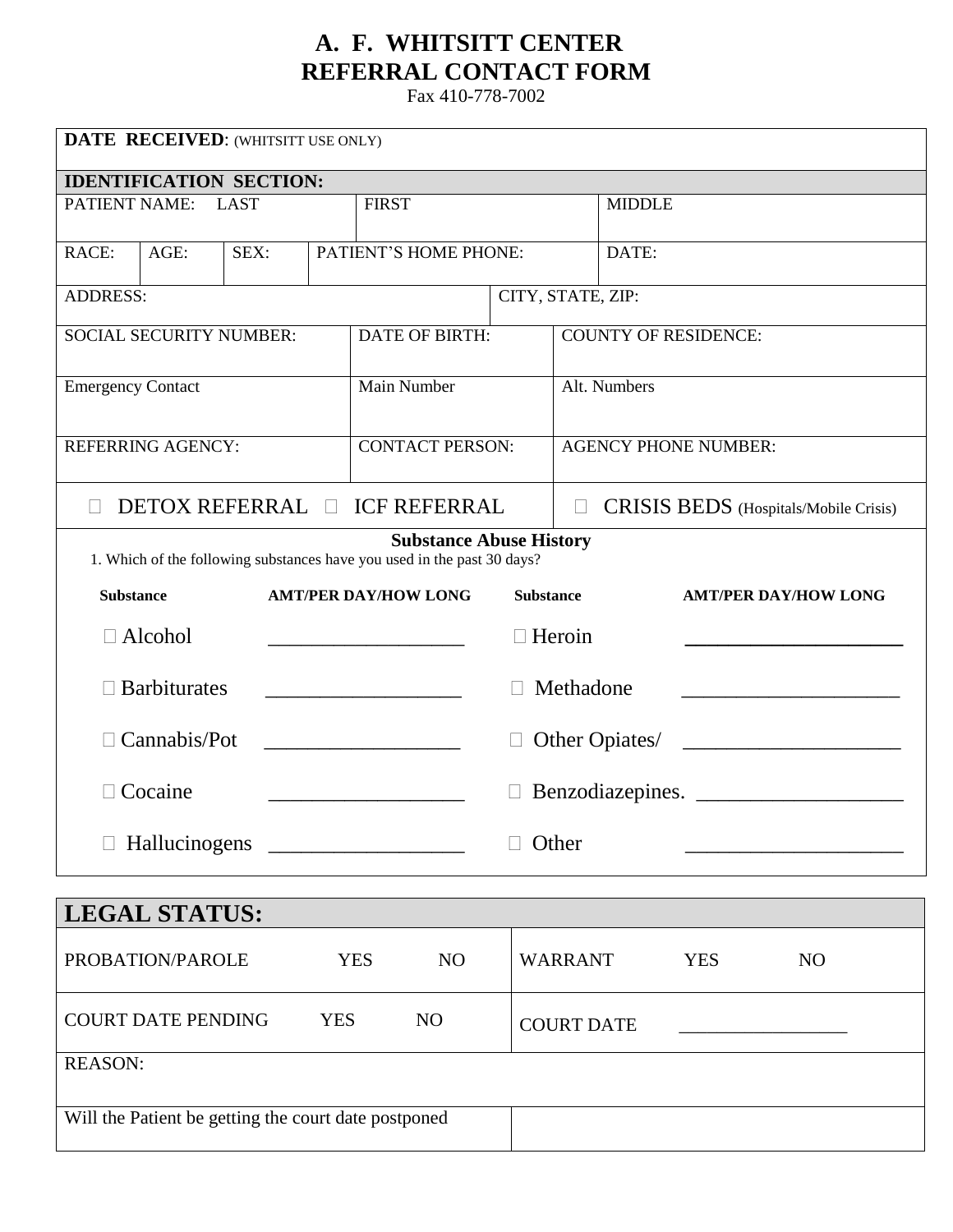# A. F. WHITSITT CENTER
# REFERRAL CONTACT FORM

Fax 410-778-7002

| **DATE RECEIVED**: (WHITSITT USE ONLY) | | | | | |
|---|---|---|---|---|---|
| **IDENTIFICATION SECTION:** | | | | | |
| PATIENT NAME: LAST | | | FIRST | | MIDDLE |
| RACE: | AGE: | SEX: | PATIENT'S HOME PHONE: | | DATE: |
| ADDRESS: | | | | CITY, STATE, ZIP: | |
| SOCIAL SECURITY NUMBER: | | | DATE OF BIRTH: | COUNTY OF RESIDENCE: | |
| Emergency Contact | | | Main Number | Alt. Numbers | |
| REFERRING AGENCY: | | | CONTACT PERSON: | AGENCY PHONE NUMBER: | |

☐ DETOX REFERRAL ☐ ICF REFERRAL ☐ CRISIS BEDS (Hospitals/Mobile Crisis)

**Substance Abuse History**

1. Which of the following substances have you used in the past 30 days?

| Substance | AMT/PER DAY/HOW LONG | Substance | AMT/PER DAY/HOW LONG |
|---|---|---|---|
| ☐ Alcohol | __________________ | ☐ Heroin | ____________________ |
| ☐ Barbiturates | __________________ | ☐ Methadone | ____________________ |
| ☐ Cannabis/Pot | __________________ | ☐ Other Opiates/ | ____________________ |
| ☐ Cocaine | __________________ | ☐ Benzodiazepines. | ___________________ |
| ☐ Hallucinogens | __________________ | ☐ Other | ____________________ |

| **LEGAL STATUS:** | |
|---|---|
| PROBATION/PAROLE YES NO | WARRANT YES NO |
| COURT DATE PENDING YES NO | COURT DATE _________________ |
| REASON: | |
| Will the Patient be getting the court date postponed | |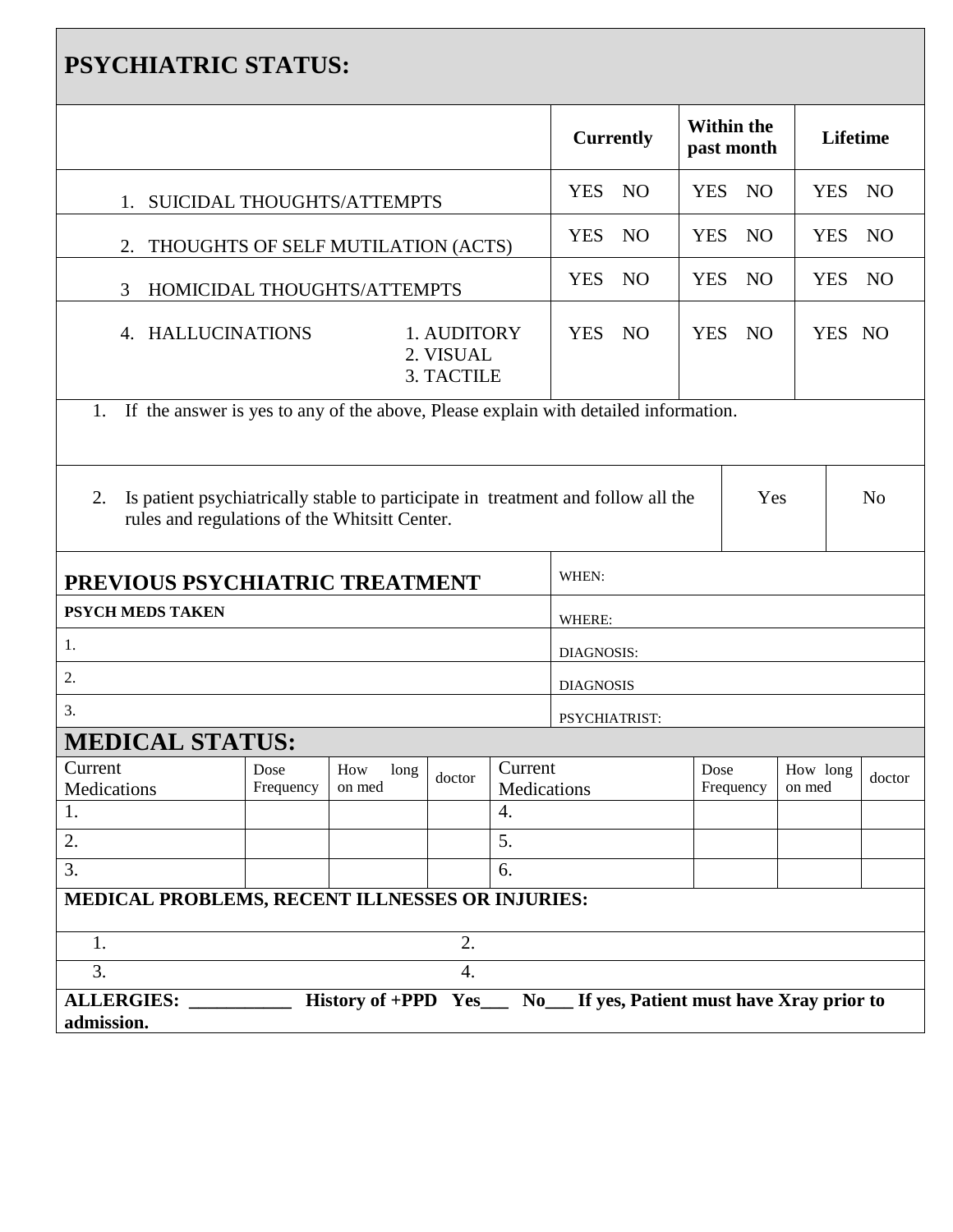## PSYCHIATRIC STATUS:

| | Currently | Within the past month | Lifetime |
|---|---|---|---|
| 1. SUICIDAL THOUGHTS/ATTEMPTS | YES NO | YES NO | YES NO |
| 2. THOUGHTS OF SELF MUTILATION (ACTS) | YES NO | YES NO | YES NO |
| 3 HOMICIDAL THOUGHTS/ATTEMPTS | YES NO | YES NO | YES NO |
| 4. HALLUCINATIONS — 1. AUDITORY 2. VISUAL 3. TACTILE | YES NO | YES NO | YES NO |

1. If the answer is yes to any of the above, Please explain with detailed information.

| | | |
|---|---|---|
| 2. Is patient psychiatrically stable to participate in treatment and follow all the rules and regulations of the Whitsitt Center. | Yes | No |

| **PREVIOUS PSYCHIATRIC TREATMENT** | WHEN: |
|---|---|
| **PSYCH MEDS TAKEN** | WHERE: |
| 1. | DIAGNOSIS: |
| 2. | DIAGNOSIS |
| 3. | PSYCHIATRIST: |

## MEDICAL STATUS:

| Current Medications | Dose Frequency | How long on med | doctor | Current Medications | Dose Frequency | How long on med | doctor |
|---|---|---|---|---|---|---|---|
| 1. | | | | 4. | | | |
| 2. | | | | 5. | | | |
| 3. | | | | 6. | | | |

**MEDICAL PROBLEMS, RECENT ILLNESSES OR INJURIES:**

| | |
|---|---|
| 1. | 2. |
| 3. | 4. |

**ALLERGIES: __________ History of +PPD Yes___ No___ If yes, Patient must have Xray prior to admission.**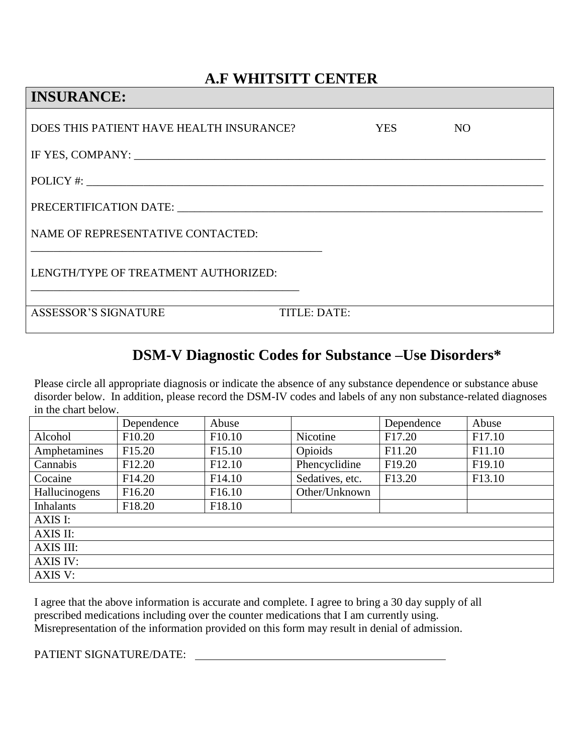# A.F WHITSITT CENTER

## INSURANCE:

DOES THIS PATIENT HAVE HEALTH INSURANCE? YES NO

IF YES, COMPANY: ____________________________________________________________________________

POLICY #: ____________________________________________________________________________________

PRECERTIFICATION DATE: ______________________________________________________________________

NAME OF REPRESENTATIVE CONTACTED:

______________________________________________________

LENGTH/TYPE OF TREATMENT AUTHORIZED:

__________________________________________________

ASSESSOR'S SIGNATURE TITLE: DATE:

## DSM-V Diagnostic Codes for Substance –Use Disorders*

Please circle all appropriate diagnosis or indicate the absence of any substance dependence or substance abuse disorder below. In addition, please record the DSM-IV codes and labels of any non substance-related diagnoses in the chart below.

| | Dependence | Abuse | | Dependence | Abuse |
|---|---|---|---|---|---|
| Alcohol | F10.20 | F10.10 | Nicotine | F17.20 | F17.10 |
| Amphetamines | F15.20 | F15.10 | Opioids | F11.20 | F11.10 |
| Cannabis | F12.20 | F12.10 | Phencyclidine | F19.20 | F19.10 |
| Cocaine | F14.20 | F14.10 | Sedatives, etc. | F13.20 | F13.10 |
| Hallucinogens | F16.20 | F16.10 | Other/Unknown | | |
| Inhalants | F18.20 | F18.10 | | | |
| AXIS I: | | | | | |
| AXIS II: | | | | | |
| AXIS III: | | | | | |
| AXIS IV: | | | | | |
| AXIS V: | | | | | |

I agree that the above information is accurate and complete. I agree to bring a 30 day supply of all prescribed medications including over the counter medications that I am currently using. Misrepresentation of the information provided on this form may result in denial of admission.

PATIENT SIGNATURE/DATE: ______________________________________________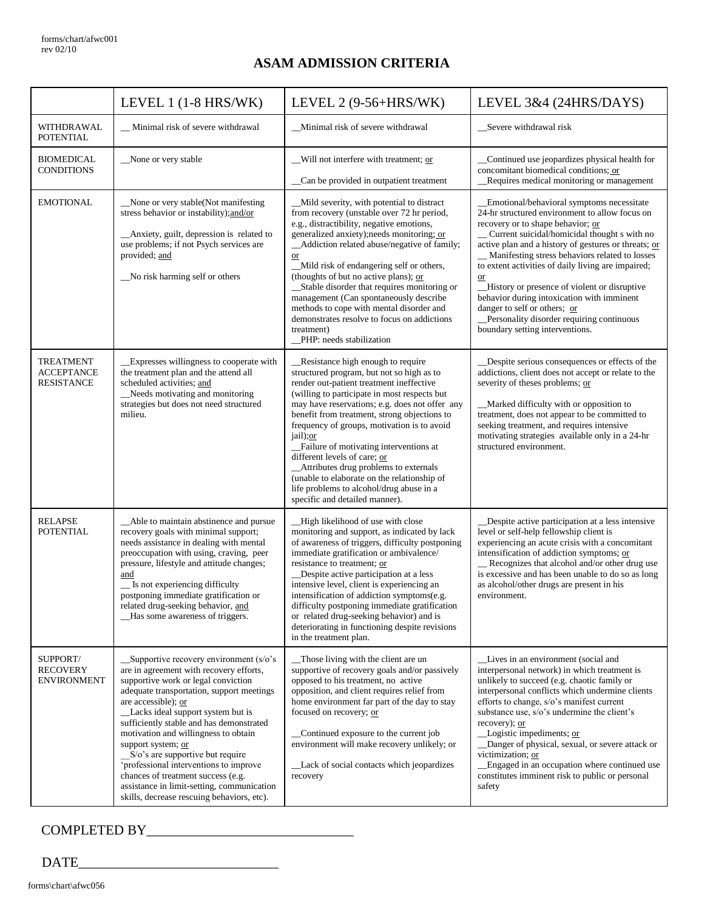forms/chart/afwc001
rev 02/10

# ASAM ADMISSION CRITERIA

| | LEVEL 1 (1-8 HRS/WK) | LEVEL 2 (9-56+HRS/WK) | LEVEL 3&4 (24HRS/DAYS) |
|---|---|---|---|
| WITHDRAWAL POTENTIAL | __ Minimal risk of severe withdrawal | __Minimal risk of severe withdrawal | __Severe withdrawal risk |
| BIOMEDICAL CONDITIONS | __None or very stable | __Will not interfere with treatment; or<br><br>__Can be provided in outpatient treatment | __Continued use jeopardizes physical health for concomitant biomedical conditions; or<br>__Requires medical monitoring or management |
| EMOTIONAL | __None or very stable(Not manifesting stress behavior or instability);and/or<br><br>__Anxiety, guilt, depression is related to use problems; if not Psych services are provided; and<br><br>__No risk harming self or others | __Mild severity, with potential to distract from recovery (unstable over 72 hr period, e.g., distractibility, negative emotions, generalized anxiety);needs monitoring; or<br>__Addiction related abuse/negative of family; or<br>__Mild risk of endangering self or others, (thoughts of but no active plans); or<br>__Stable disorder that requires monitoring or management (Can spontaneously describe methods to cope with mental disorder and demonstrates resolve to focus on addictions treatment)<br>__PHP: needs stabilization | __Emotional/behavioral symptoms necessitate 24-hr structured environment to allow focus on recovery or to shape behavior; or<br>__ Current suicidal/homicidal thought s with no active plan and a history of gestures or threats; or<br>__ Manifesting stress behaviors related to losses to extent activities of daily living are impaired; or<br>__History or presence of violent or disruptive behavior during intoxication with imminent danger to self or others; or<br>__Personality disorder requiring continuous boundary setting interventions. |
| TREATMENT ACCEPTANCE RESISTANCE | __Expresses willingness to cooperate with the treatment plan and the attend all scheduled activities; and<br>__Needs motivating and monitoring strategies but does not need structured milieu. | __Resistance high enough to require structured program, but not so high as to render out-patient treatment ineffective (willing to participate in most respects but may have reservations; e.g. does not offer any benefit from treatment, strong objections to frequency of groups, motivation is to avoid jail);or<br>__Failure of motivating interventions at different levels of care; or<br>__Attributes drug problems to externals (unable to elaborate on the relationship of life problems to alcohol/drug abuse in a specific and detailed manner). | __Despite serious consequences or effects of the addictions, client does not accept or relate to the severity of theses problems; or<br><br>__Marked difficulty with or opposition to treatment, does not appear to be committed to seeking treatment, and requires intensive motivating strategies available only in a 24-hr structured environment. |
| RELAPSE POTENTIAL | __Able to maintain abstinence and pursue recovery goals with minimal support; needs assistance in dealing with mental preoccupation with using, craving, peer pressure, lifestyle and attitude changes; and<br>__ Is not experiencing difficulty postponing immediate gratification or related drug-seeking behavior, and<br>__Has some awareness of triggers. | __High likelihood of use with close monitoring and support, as indicated by lack of awareness of triggers, difficulty postponing immediate gratification or ambivalence/ resistance to treatment; or<br>__Despite active participation at a less intensive level, client is experiencing an intensification of addiction symptoms(e.g. difficulty postponing immediate gratification or related drug-seeking behavior) and is deteriorating in functioning despite revisions in the treatment plan. | __Despite active participation at a less intensive level or self-help fellowship client is experiencing an acute crisis with a concomitant intensification of addiction symptoms; or<br>__ Recognizes that alcohol and/or other drug use is excessive and has been unable to do so as long as alcohol/other drugs are present in his environment. |
| SUPPORT/ RECOVERY ENVIRONMENT | __Supportive recovery environment (s/o's are in agreement with recovery efforts, supportive work or legal conviction adequate transportation, support meetings are accessible); or<br>__Lacks ideal support system but is sufficiently stable and has demonstrated motivation and willingness to obtain support system; or<br>__S/o's are supportive but require 'professional interventions to improve chances of treatment success (e.g. assistance in limit-setting, communication skills, decrease rescuing behaviors, etc). | __Those living with the client are un supportive of recovery goals and/or passively opposed to his treatment, no active opposition, and client requires relief from home environment far part of the day to stay focused on recovery; or<br><br>__Continued exposure to the current job environment will make recovery unlikely; or<br><br>__Lack of social contacts which jeopardizes recovery | __Lives in an environment (social and interpersonal network) in which treatment is unlikely to succeed (e.g. chaotic family or interpersonal conflicts which undermine clients efforts to change, s/o's manifest current substance use, s/o's undermine the client's recovery); or<br>__Logistic impediments; or<br>__Danger of physical, sexual, or severe attack or victimization; or<br>__Engaged in an occupation where continued use constitutes imminent risk to public or personal safety |

COMPLETED BY_______________________________

DATE_______________________________

forms\chart\afwc056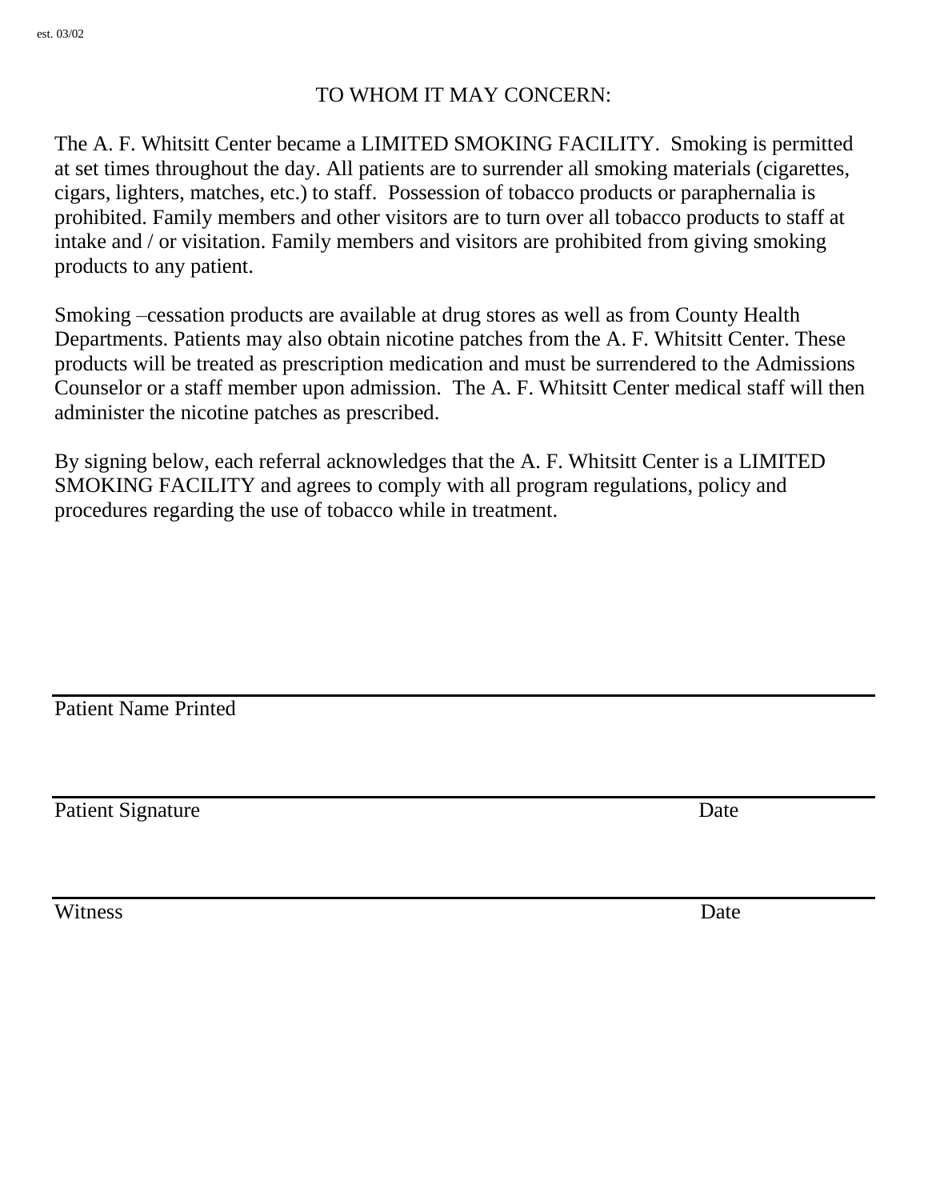est. 03/02

TO WHOM IT MAY CONCERN:

The A. F. Whitsitt Center became a LIMITED SMOKING FACILITY. Smoking is permitted at set times throughout the day. All patients are to surrender all smoking materials (cigarettes, cigars, lighters, matches, etc.) to staff. Possession of tobacco products or paraphernalia is prohibited. Family members and other visitors are to turn over all tobacco products to staff at intake and / or visitation. Family members and visitors are prohibited from giving smoking products to any patient.

Smoking –cessation products are available at drug stores as well as from County Health Departments. Patients may also obtain nicotine patches from the A. F. Whitsitt Center. These products will be treated as prescription medication and must be surrendered to the Admissions Counselor or a staff member upon admission. The A. F. Whitsitt Center medical staff will then administer the nicotine patches as prescribed.

By signing below, each referral acknowledges that the A. F. Whitsitt Center is a LIMITED SMOKING FACILITY and agrees to comply with all program regulations, policy and procedures regarding the use of tobacco while in treatment.

\_\_\_\_\_\_\_\_\_\_\_\_\_\_\_\_\_\_\_\_\_\_\_\_\_\_\_\_\_\_\_\_\_\_\_\_\_\_\_\_\_\_\_\_\_\_\_\_\_\_\_\_\_\_\_\_\_\_\_\_\_\_\_\_\_\_

Patient Name Printed

\_\_\_\_\_\_\_\_\_\_\_\_\_\_\_\_\_\_\_\_\_\_\_\_\_\_\_\_\_\_\_\_\_\_\_\_\_\_\_\_\_\_\_\_\_\_\_\_\_\_\_\_\_\_\_\_\_\_\_\_\_\_\_\_\_\_

Patient Signature Date

\_\_\_\_\_\_\_\_\_\_\_\_\_\_\_\_\_\_\_\_\_\_\_\_\_\_\_\_\_\_\_\_\_\_\_\_\_\_\_\_\_\_\_\_\_\_\_\_\_\_\_\_\_\_\_\_\_\_\_\_\_\_\_\_\_\_

Witness Date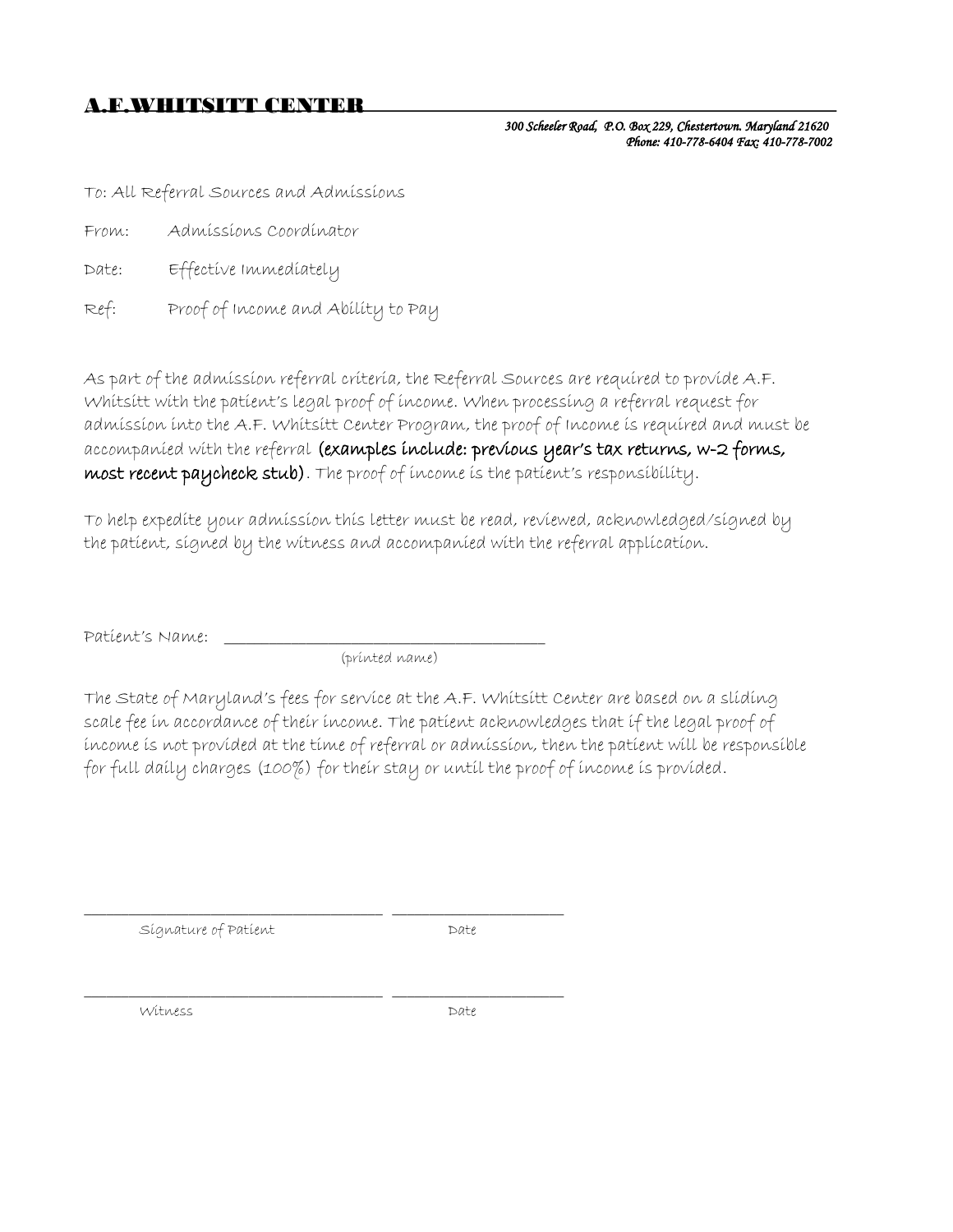# A.F.WHITSITT CENTER

*300 Scheeler Road, P.O. Box 229, Chestertown. Maryland 21620*
*Phone: 410-778-6404 Fax: 410-778-7002*

To: All Referral Sources and Admissions

From: Admissions Coordinator

Date: Effective Immediately

Ref: Proof of Income and Ability to Pay

As part of the admission referral criteria, the Referral Sources are required to provide A.F. Whitsitt with the patient's legal proof of income. When processing a referral request for admission into the A.F. Whitsitt Center Program, the proof of Income is required and must be accompanied with the referral **(examples include: previous year's tax returns, w-2 forms, most recent paycheck stub)**. The proof of income is the patient's responsibility.

To help expedite your admission this letter must be read, reviewed, acknowledged/signed by the patient, signed by the witness and accompanied with the referral application.

Patient's Name: ______________________________________
(printed name)

The State of Maryland's fees for service at the A.F. Whitsitt Center are based on a sliding scale fee in accordance of their income. The patient acknowledges that if the legal proof of income is not provided at the time of referral or admission, then the patient will be responsible for full daily charges (100%) for their stay or until the proof of income is provided.

______________________________________ ____________________
Signature of Patient Date

______________________________________ ____________________
Witness Date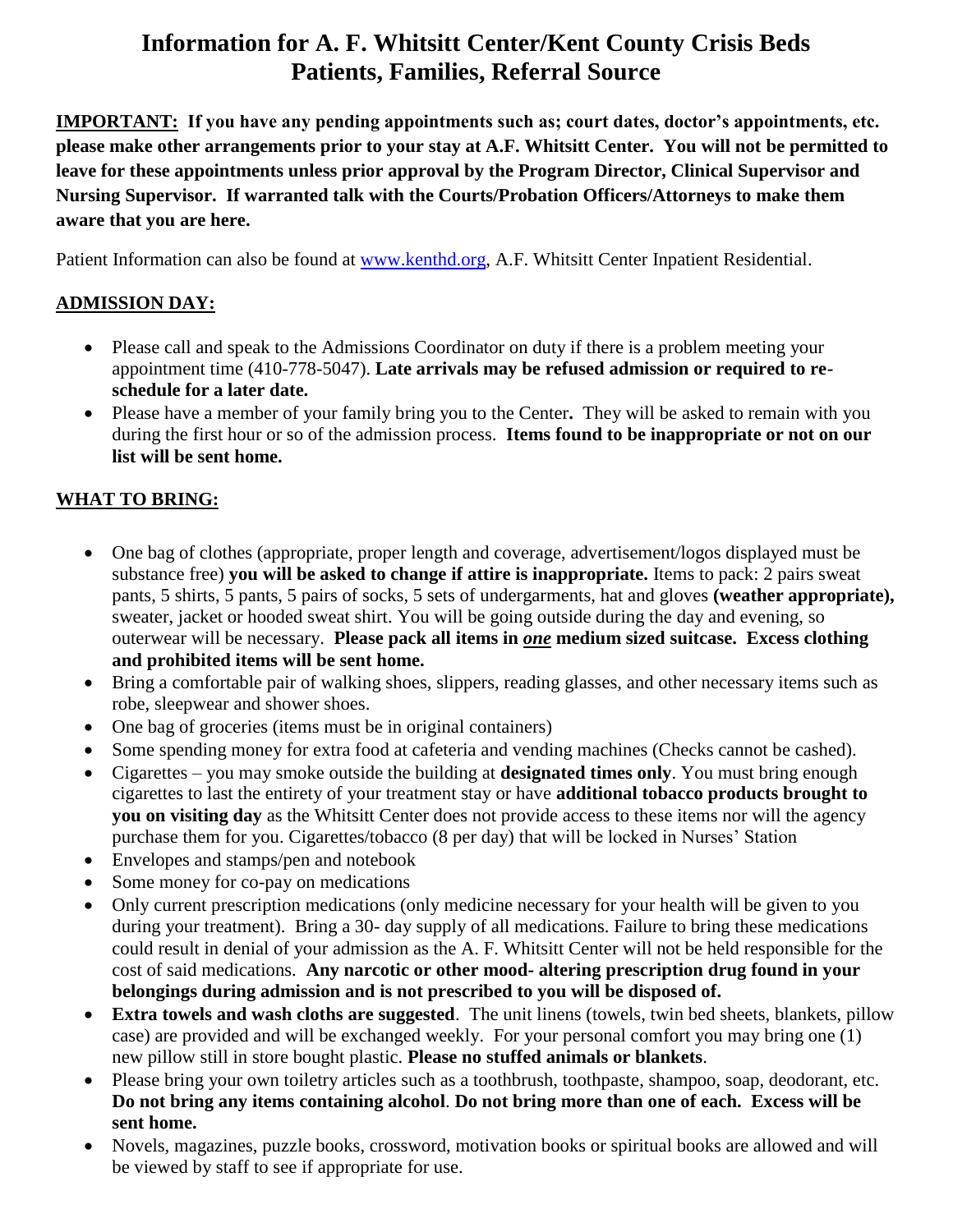# Information for A. F. Whitsitt Center/Kent County Crisis Beds
# Patients, Families, Referral Source

**IMPORTANT: If you have any pending appointments such as; court dates, doctor's appointments, etc. please make other arrangements prior to your stay at A.F. Whitsitt Center. You will not be permitted to leave for these appointments unless prior approval by the Program Director, Clinical Supervisor and Nursing Supervisor. If warranted talk with the Courts/Probation Officers/Attorneys to make them aware that you are here.**

Patient Information can also be found at [www.kenthd.org](http://www.kenthd.org), A.F. Whitsitt Center Inpatient Residential.

## ADMISSION DAY:

- Please call and speak to the Admissions Coordinator on duty if there is a problem meeting your appointment time (410-778-5047). **Late arrivals may be refused admission or required to re-schedule for a later date.**
- Please have a member of your family bring you to the Center**.** They will be asked to remain with you during the first hour or so of the admission process. **Items found to be inappropriate or not on our list will be sent home.**

## WHAT TO BRING:

- One bag of clothes (appropriate, proper length and coverage, advertisement/logos displayed must be substance free) **you will be asked to change if attire is inappropriate.** Items to pack: 2 pairs sweat pants, 5 shirts, 5 pants, 5 pairs of socks, 5 sets of undergarments, hat and gloves **(weather appropriate),** sweater, jacket or hooded sweat shirt. You will be going outside during the day and evening, so outerwear will be necessary. **Please pack all items in *one* medium sized suitcase. Excess clothing and prohibited items will be sent home.**
- Bring a comfortable pair of walking shoes, slippers, reading glasses, and other necessary items such as robe, sleepwear and shower shoes.
- One bag of groceries (items must be in original containers)
- Some spending money for extra food at cafeteria and vending machines (Checks cannot be cashed).
- Cigarettes – you may smoke outside the building at **designated times only**. You must bring enough cigarettes to last the entirety of your treatment stay or have **additional tobacco products brought to you on visiting day** as the Whitsitt Center does not provide access to these items nor will the agency purchase them for you. Cigarettes/tobacco (8 per day) that will be locked in Nurses' Station
- Envelopes and stamps/pen and notebook
- Some money for co-pay on medications
- Only current prescription medications (only medicine necessary for your health will be given to you during your treatment). Bring a 30- day supply of all medications. Failure to bring these medications could result in denial of your admission as the A. F. Whitsitt Center will not be held responsible for the cost of said medications. **Any narcotic or other mood- altering prescription drug found in your belongings during admission and is not prescribed to you will be disposed of.**
- **Extra towels and wash cloths are suggested**. The unit linens (towels, twin bed sheets, blankets, pillow case) are provided and will be exchanged weekly. For your personal comfort you may bring one (1) new pillow still in store bought plastic. **Please no stuffed animals or blankets**.
- Please bring your own toiletry articles such as a toothbrush, toothpaste, shampoo, soap, deodorant, etc. **Do not bring any items containing alcohol**. **Do not bring more than one of each. Excess will be sent home.**
- Novels, magazines, puzzle books, crossword, motivation books or spiritual books are allowed and will be viewed by staff to see if appropriate for use.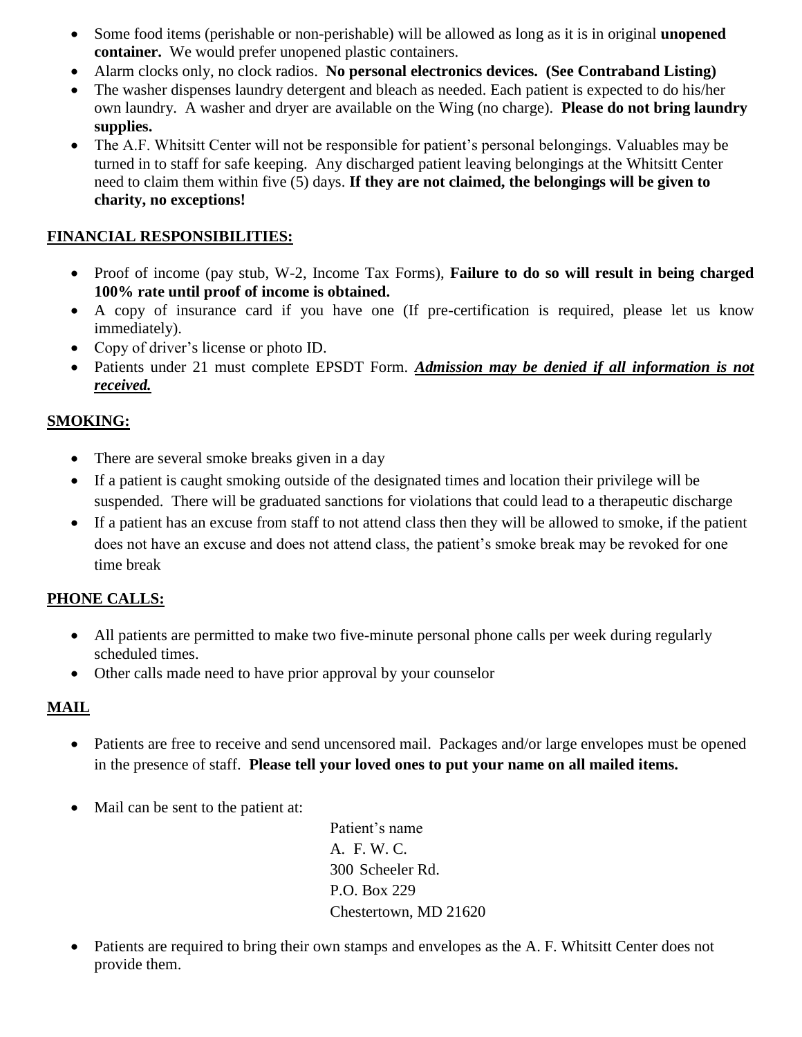- Some food items (perishable or non-perishable) will be allowed as long as it is in original **unopened container.** We would prefer unopened plastic containers.
- Alarm clocks only, no clock radios. **No personal electronics devices. (See Contraband Listing)**
- The washer dispenses laundry detergent and bleach as needed. Each patient is expected to do his/her own laundry. A washer and dryer are available on the Wing (no charge). **Please do not bring laundry supplies.**
- The A.F. Whitsitt Center will not be responsible for patient's personal belongings. Valuables may be turned in to staff for safe keeping. Any discharged patient leaving belongings at the Whitsitt Center need to claim them within five (5) days. **If they are not claimed, the belongings will be given to charity, no exceptions!**

## <u>FINANCIAL RESPONSIBILITIES:</u>

- Proof of income (pay stub, W-2, Income Tax Forms), **Failure to do so will result in being charged 100% rate until proof of income is obtained.**
- A copy of insurance card if you have one (If pre-certification is required, please let us know immediately).
- Copy of driver's license or photo ID.
- Patients under 21 must complete EPSDT Form. ***<u>Admission may be denied if all information is not received.</u>***

## <u>SMOKING:</u>

- There are several smoke breaks given in a day
- If a patient is caught smoking outside of the designated times and location their privilege will be suspended. There will be graduated sanctions for violations that could lead to a therapeutic discharge
- If a patient has an excuse from staff to not attend class then they will be allowed to smoke, if the patient does not have an excuse and does not attend class, the patient's smoke break may be revoked for one time break

## <u>PHONE CALLS:</u>

- All patients are permitted to make two five-minute personal phone calls per week during regularly scheduled times.
- Other calls made need to have prior approval by your counselor

## <u>MAIL</u>

- Patients are free to receive and send uncensored mail. Packages and/or large envelopes must be opened in the presence of staff. **Please tell your loved ones to put your name on all mailed items.**

- Mail can be sent to the patient at:

  Patient's name
  A. F. W. C.
  300 Scheeler Rd.
  P.O. Box 229
  Chestertown, MD 21620

- Patients are required to bring their own stamps and envelopes as the A. F. Whitsitt Center does not provide them.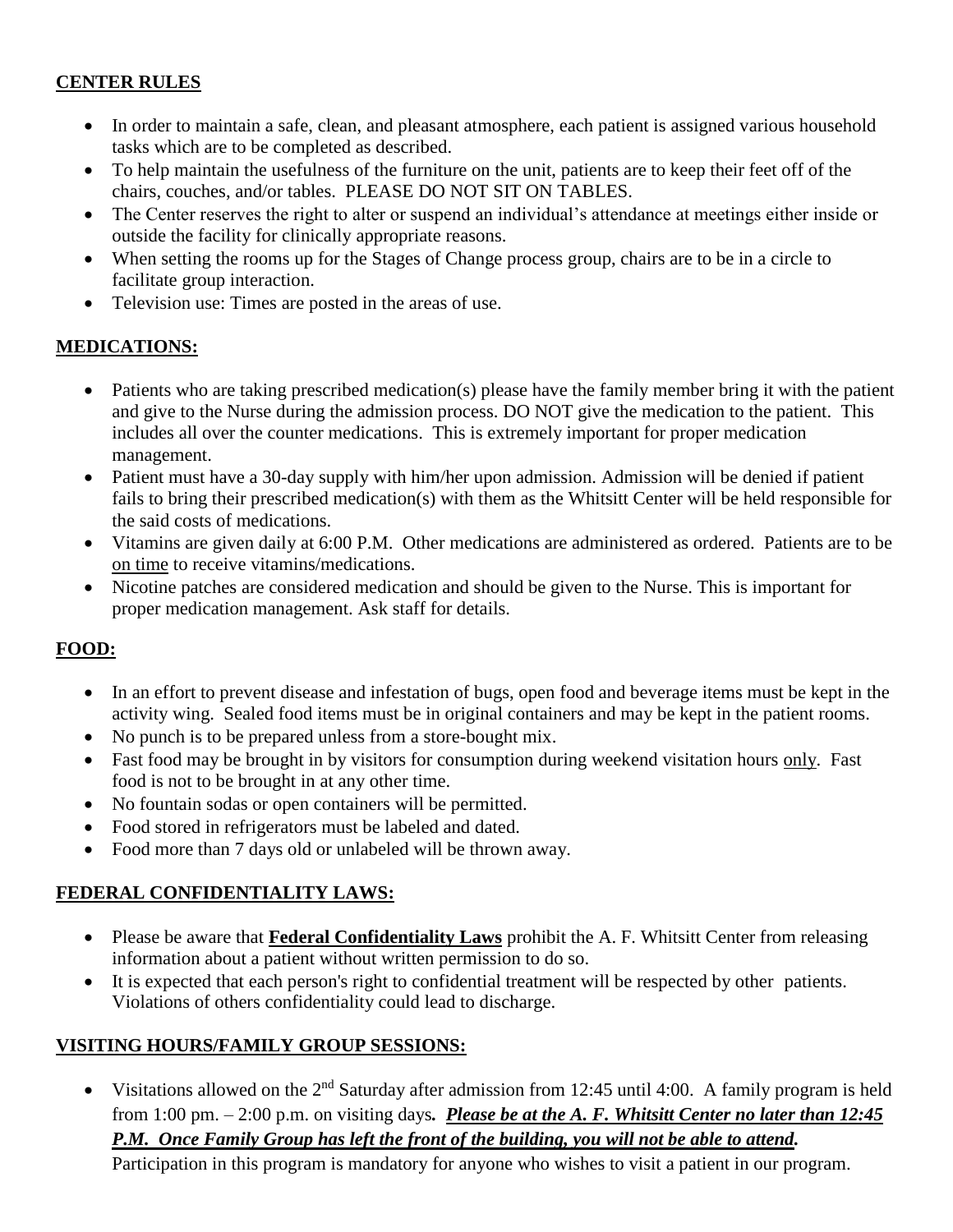## **CENTER RULES**

- In order to maintain a safe, clean, and pleasant atmosphere, each patient is assigned various household tasks which are to be completed as described.
- To help maintain the usefulness of the furniture on the unit, patients are to keep their feet off of the chairs, couches, and/or tables. PLEASE DO NOT SIT ON TABLES.
- The Center reserves the right to alter or suspend an individual's attendance at meetings either inside or outside the facility for clinically appropriate reasons.
- When setting the rooms up for the Stages of Change process group, chairs are to be in a circle to facilitate group interaction.
- Television use: Times are posted in the areas of use.

## **MEDICATIONS:**

- Patients who are taking prescribed medication(s) please have the family member bring it with the patient and give to the Nurse during the admission process. DO NOT give the medication to the patient. This includes all over the counter medications. This is extremely important for proper medication management.
- Patient must have a 30-day supply with him/her upon admission. Admission will be denied if patient fails to bring their prescribed medication(s) with them as the Whitsitt Center will be held responsible for the said costs of medications.
- Vitamins are given daily at 6:00 P.M. Other medications are administered as ordered. Patients are to be on time to receive vitamins/medications.
- Nicotine patches are considered medication and should be given to the Nurse. This is important for proper medication management. Ask staff for details.

## **FOOD:**

- In an effort to prevent disease and infestation of bugs, open food and beverage items must be kept in the activity wing. Sealed food items must be in original containers and may be kept in the patient rooms.
- No punch is to be prepared unless from a store-bought mix.
- Fast food may be brought in by visitors for consumption during weekend visitation hours only. Fast food is not to be brought in at any other time.
- No fountain sodas or open containers will be permitted.
- Food stored in refrigerators must be labeled and dated.
- Food more than 7 days old or unlabeled will be thrown away.

## **FEDERAL CONFIDENTIALITY LAWS:**

- Please be aware that **Federal Confidentiality Laws** prohibit the A. F. Whitsitt Center from releasing information about a patient without written permission to do so.
- It is expected that each person's right to confidential treatment will be respected by other patients. Violations of others confidentiality could lead to discharge.

## **VISITING HOURS/FAMILY GROUP SESSIONS:**

- Visitations allowed on the 2nd Saturday after admission from 12:45 until 4:00. A family program is held from 1:00 pm. – 2:00 p.m. on visiting days. ***Please be at the A. F. Whitsitt Center no later than 12:45 P.M. Once Family Group has left the front of the building, you will not be able to attend.*** Participation in this program is mandatory for anyone who wishes to visit a patient in our program.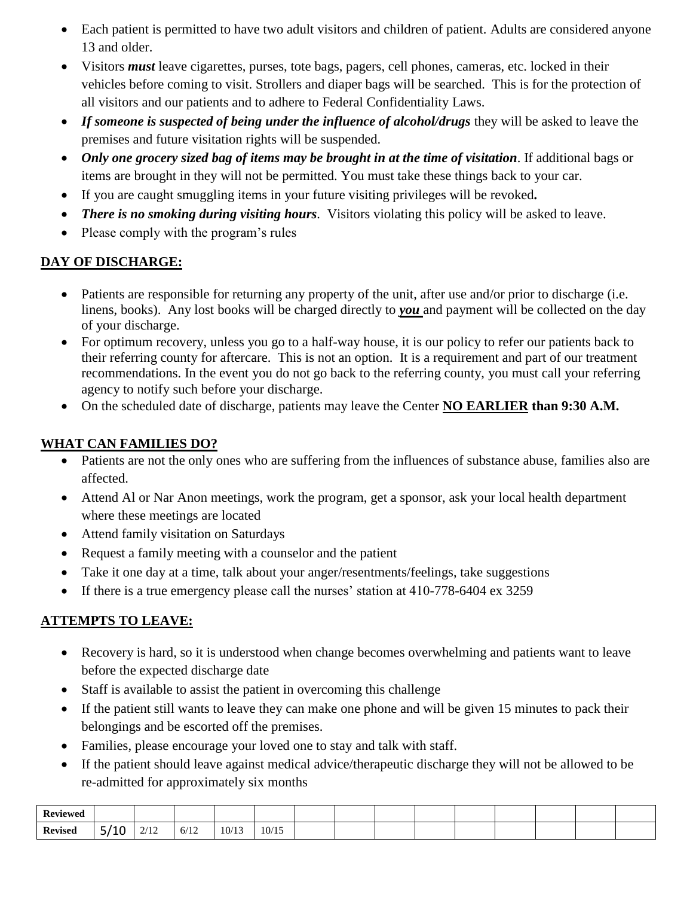- Each patient is permitted to have two adult visitors and children of patient. Adults are considered anyone 13 and older.
- Visitors ***must*** leave cigarettes, purses, tote bags, pagers, cell phones, cameras, etc. locked in their vehicles before coming to visit. Strollers and diaper bags will be searched. This is for the protection of all visitors and our patients and to adhere to Federal Confidentiality Laws.
- ***If someone is suspected of being under the influence of alcohol/drugs*** they will be asked to leave the premises and future visitation rights will be suspended.
- ***Only one grocery sized bag of items may be brought in at the time of visitation***. If additional bags or items are brought in they will not be permitted. You must take these things back to your car.
- If you are caught smuggling items in your future visiting privileges will be revoked**.**
- ***There is no smoking during visiting hours***. Visitors violating this policy will be asked to leave.
- Please comply with the program's rules

## DAY OF DISCHARGE:

- Patients are responsible for returning any property of the unit, after use and/or prior to discharge (i.e. linens, books). Any lost books will be charged directly to ***you*** and payment will be collected on the day of your discharge.
- For optimum recovery, unless you go to a half-way house, it is our policy to refer our patients back to their referring county for aftercare. This is not an option. It is a requirement and part of our treatment recommendations. In the event you do not go back to the referring county, you must call your referring agency to notify such before your discharge.
- On the scheduled date of discharge, patients may leave the Center **NO EARLIER than 9:30 A.M.**

## WHAT CAN FAMILIES DO?

- Patients are not the only ones who are suffering from the influences of substance abuse, families also are affected.
- Attend Al or Nar Anon meetings, work the program, get a sponsor, ask your local health department where these meetings are located
- Attend family visitation on Saturdays
- Request a family meeting with a counselor and the patient
- Take it one day at a time, talk about your anger/resentments/feelings, take suggestions
- If there is a true emergency please call the nurses' station at 410-778-6404 ex 3259

## ATTEMPTS TO LEAVE:

- Recovery is hard, so it is understood when change becomes overwhelming and patients want to leave before the expected discharge date
- Staff is available to assist the patient in overcoming this challenge
- If the patient still wants to leave they can make one phone and will be given 15 minutes to pack their belongings and be escorted off the premises.
- Families, please encourage your loved one to stay and talk with staff.
- If the patient should leave against medical advice/therapeutic discharge they will not be allowed to be re-admitted for approximately six months

| **Reviewed** | | | | | | | | | | | | | | |
|---|---|---|---|---|---|---|---|---|---|---|---|---|---|---|
| **Revised** | 5/10 | 2/12 | 6/12 | 10/13 | 10/15 | | | | | | | | | |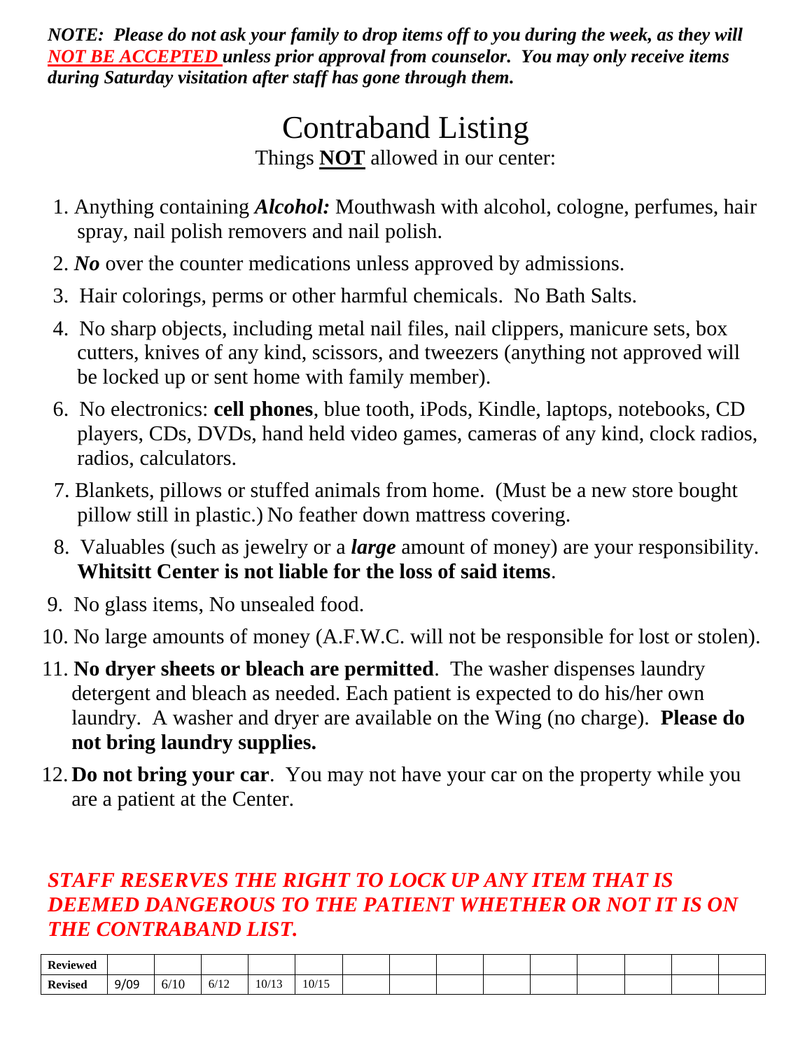***NOTE: Please do not ask your family to drop items off to you during the week, as they will NOT BE ACCEPTED unless prior approval from counselor. You may only receive items during Saturday visitation after staff has gone through them.***

# Contraband Listing

Things **NOT** allowed in our center:

1. Anything containing ***Alcohol:*** Mouthwash with alcohol, cologne, perfumes, hair spray, nail polish removers and nail polish.
2. ***No*** over the counter medications unless approved by admissions.
3. Hair colorings, perms or other harmful chemicals. No Bath Salts.
4. No sharp objects, including metal nail files, nail clippers, manicure sets, box cutters, knives of any kind, scissors, and tweezers (anything not approved will be locked up or sent home with family member).
6. No electronics: **cell phones**, blue tooth, iPods, Kindle, laptops, notebooks, CD players, CDs, DVDs, hand held video games, cameras of any kind, clock radios, radios, calculators.
7. Blankets, pillows or stuffed animals from home. (Must be a new store bought pillow still in plastic.) No feather down mattress covering.
8. Valuables (such as jewelry or a ***large*** amount of money) are your responsibility. **Whitsitt Center is not liable for the loss of said items**.
9. No glass items, No unsealed food.
10. No large amounts of money (A.F.W.C. will not be responsible for lost or stolen).
11. **No dryer sheets or bleach are permitted**. The washer dispenses laundry detergent and bleach as needed. Each patient is expected to do his/her own laundry. A washer and dryer are available on the Wing (no charge). **Please do not bring laundry supplies.**
12. **Do not bring your car**. You may not have your car on the property while you are a patient at the Center.

***STAFF RESERVES THE RIGHT TO LOCK UP ANY ITEM THAT IS DEEMED DANGEROUS TO THE PATIENT WHETHER OR NOT IT IS ON THE CONTRABAND LIST.***

| | | | | | | | | | | | | | |
|---|---|---|---|---|---|---|---|---|---|---|---|---|---|
| **Reviewed** | | | | | | | | | | | | | |
| **Revised** | 9/09 | 6/10 | 6/12 | 10/13 | 10/15 | | | | | | | | |